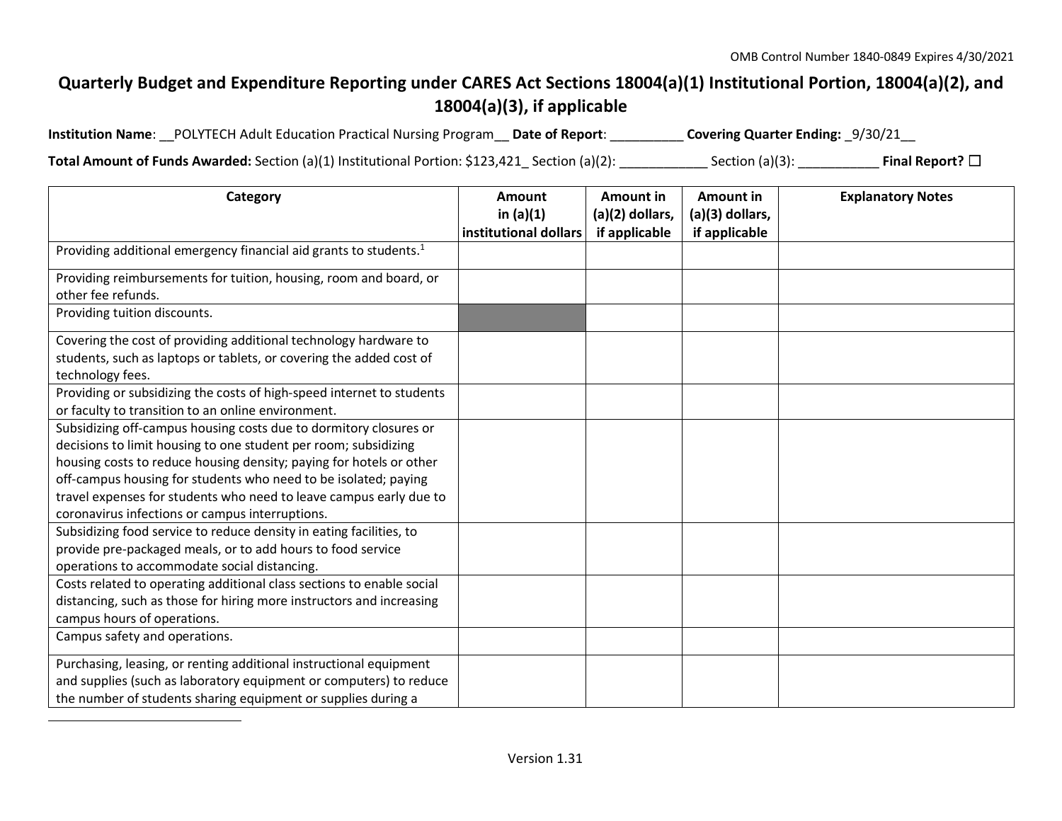OMB Control Number 1840-0849 Expires 4/30/2021

# Quarterly Budget and Expenditure Reporting under CARES Act Sections 18004(a)(1) Institutional Portion, 18004(a)(2), and 18004(a)(3), if applicable

**Institution Name**: __POLYTECH Adult Education Practical Nursing Program__ **Date of Report**: __________ **Covering Quarter Ending:** _9/30/21__

**Total Amount of Funds Awarded:** Section (a)(1) Institutional Portion: $123,421_ Section (a)(2): ____________ Section (a)(3): ___________ **Final Report?** ☐

| Category | Amount in (a)(1) institutional dollars | Amount in (a)(2) dollars, if applicable | Amount in (a)(3) dollars, if applicable | Explanatory Notes |
|---|---|---|---|---|
| Providing additional emergency financial aid grants to students.[1] | | | | |
| Providing reimbursements for tuition, housing, room and board, or other fee refunds. | | | | |
| Providing tuition discounts. | | | | |
| Covering the cost of providing additional technology hardware to students, such as laptops or tablets, or covering the added cost of technology fees. | | | | |
| Providing or subsidizing the costs of high-speed internet to students or faculty to transition to an online environment. | | | | |
| Subsidizing off-campus housing costs due to dormitory closures or decisions to limit housing to one student per room; subsidizing housing costs to reduce housing density; paying for hotels or other off-campus housing for students who need to be isolated; paying travel expenses for students who need to leave campus early due to coronavirus infections or campus interruptions. | | | | |
| Subsidizing food service to reduce density in eating facilities, to provide pre-packaged meals, or to add hours to food service operations to accommodate social distancing. | | | | |
| Costs related to operating additional class sections to enable social distancing, such as those for hiring more instructors and increasing campus hours of operations. | | | | |
| Campus safety and operations. | | | | |
| Purchasing, leasing, or renting additional instructional equipment and supplies (such as laboratory equipment or computers) to reduce the number of students sharing equipment or supplies during a | | | | |

Version 1.31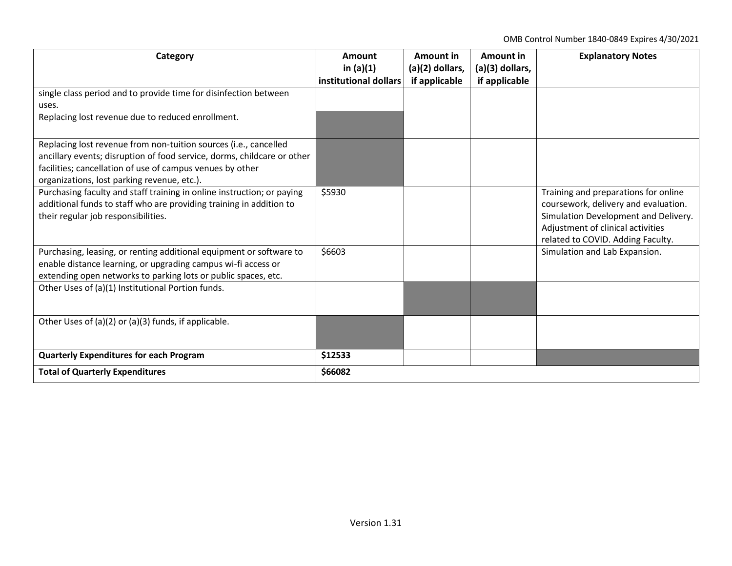| Category | Amount in (a)(1) institutional dollars | Amount in (a)(2) dollars, if applicable | Amount in (a)(3) dollars, if applicable | Explanatory Notes |
|---|---|---|---|---|
| single class period and to provide time for disinfection between uses. | | | | |
| Replacing lost revenue due to reduced enrollment. | | | | |
| Replacing lost revenue from non-tuition sources (i.e., cancelled ancillary events; disruption of food service, dorms, childcare or other facilities; cancellation of use of campus venues by other organizations, lost parking revenue, etc.). | | | | |
| Purchasing faculty and staff training in online instruction; or paying additional funds to staff who are providing training in addition to their regular job responsibilities. | $5930 | | | Training and preparations for online coursework, delivery and evaluation. Simulation Development and Delivery. Adjustment of clinical activities related to COVID. Adding Faculty. |
| Purchasing, leasing, or renting additional equipment or software to enable distance learning, or upgrading campus wi-fi access or extending open networks to parking lots or public spaces, etc. | $6603 | | | Simulation and Lab Expansion. |
| Other Uses of (a)(1) Institutional Portion funds. | | | | |
| Other Uses of (a)(2) or (a)(3) funds, if applicable. | | | | |
| **Quarterly Expenditures for each Program** | **$12533** | | | |
| **Total of Quarterly Expenditures** | **$66082** | | | |